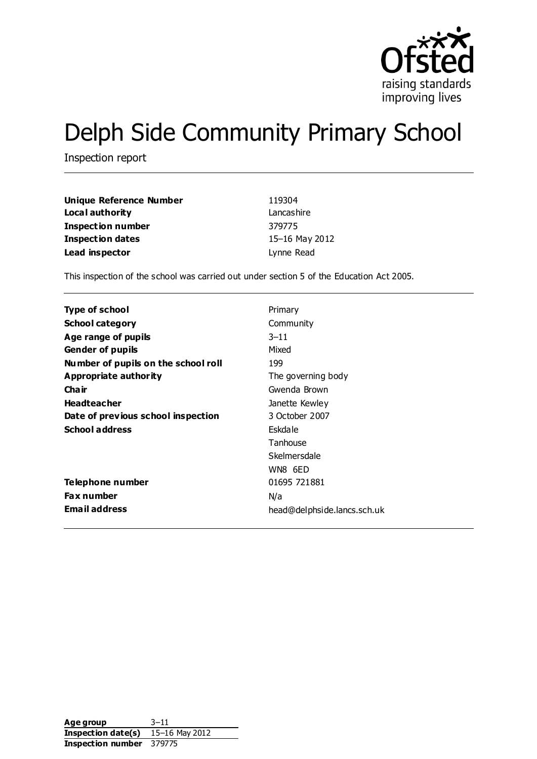# Delph Side Community Primary School

Inspection report

| | |
|---|---|
| **Unique Reference Number** | 119304 |
| **Local authority** | Lancashire |
| **Inspection number** | 379775 |
| **Inspection dates** | 15–16 May 2012 |
| **Lead inspector** | Lynne Read |

This inspection of the school was carried out under section 5 of the Education Act 2005.

| | |
|---|---|
| **Type of school** | Primary |
| **School category** | Community |
| **Age range of pupils** | 3–11 |
| **Gender of pupils** | Mixed |
| **Number of pupils on the school roll** | 199 |
| **Appropriate authority** | The governing body |
| **Chair** | Gwenda Brown |
| **Headteacher** | Janette Kewley |
| **Date of previous school inspection** | 3 October 2007 |
| **School address** | Eskdale<br>Tanhouse<br>Skelmersdale<br>WN8 6ED |
| **Telephone number** | 01695 721881 |
| **Fax number** | N/a |
| **Email address** | head@delphside.lancs.sch.uk |

| | |
|---|---|
| **Age group** | 3–11 |
| **Inspection date(s)** | 15–16 May 2012 |
| **Inspection number** | 379775 |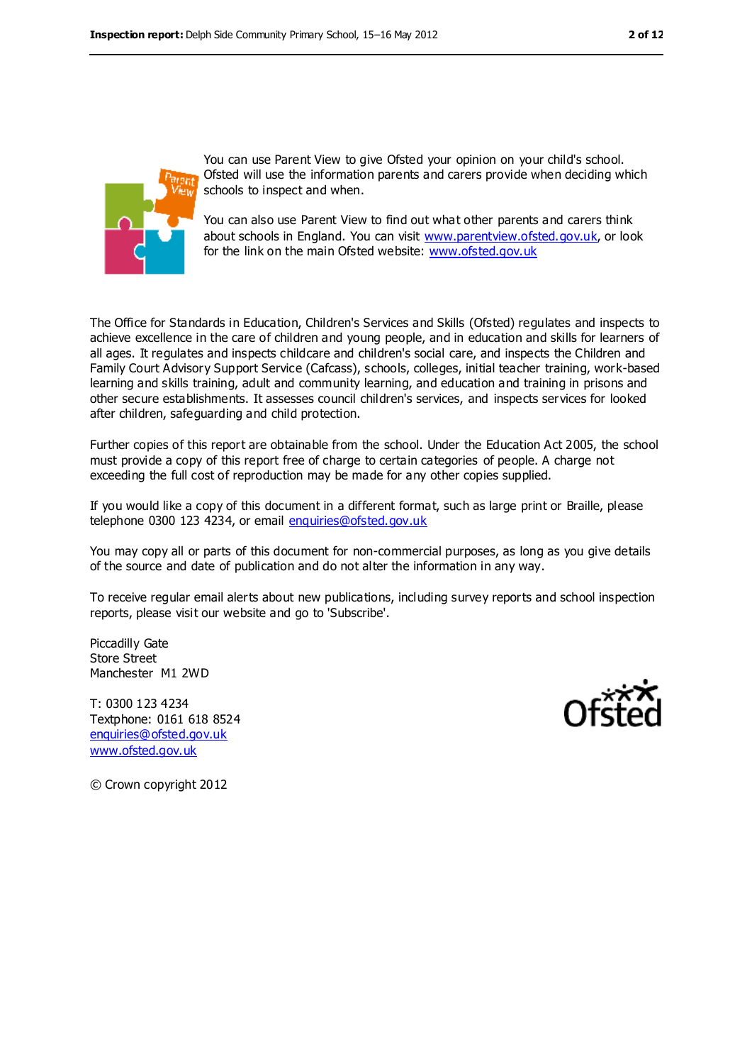You can use Parent View to give Ofsted your opinion on your child's school. Ofsted will use the information parents and carers provide when deciding which schools to inspect and when.

You can also use Parent View to find out what other parents and carers think about schools in England. You can visit www.parentview.ofsted.gov.uk, or look for the link on the main Ofsted website: www.ofsted.gov.uk

The Office for Standards in Education, Children's Services and Skills (Ofsted) regulates and inspects to achieve excellence in the care of children and young people, and in education and skills for learners of all ages. It regulates and inspects childcare and children's social care, and inspects the Children and Family Court Advisory Support Service (Cafcass), schools, colleges, initial teacher training, work-based learning and skills training, adult and community learning, and education and training in prisons and other secure establishments. It assesses council children's services, and inspects services for looked after children, safeguarding and child protection.

Further copies of this report are obtainable from the school. Under the Education Act 2005, the school must provide a copy of this report free of charge to certain categories of people. A charge not exceeding the full cost of reproduction may be made for any other copies supplied.

If you would like a copy of this document in a different format, such as large print or Braille, please telephone 0300 123 4234, or email enquiries@ofsted.gov.uk

You may copy all or parts of this document for non-commercial purposes, as long as you give details of the source and date of publication and do not alter the information in any way.

To receive regular email alerts about new publications, including survey reports and school inspection reports, please visit our website and go to 'Subscribe'.

Piccadilly Gate
Store Street
Manchester M1 2WD

T: 0300 123 4234
Textphone: 0161 618 8524
enquiries@ofsted.gov.uk
www.ofsted.gov.uk

© Crown copyright 2012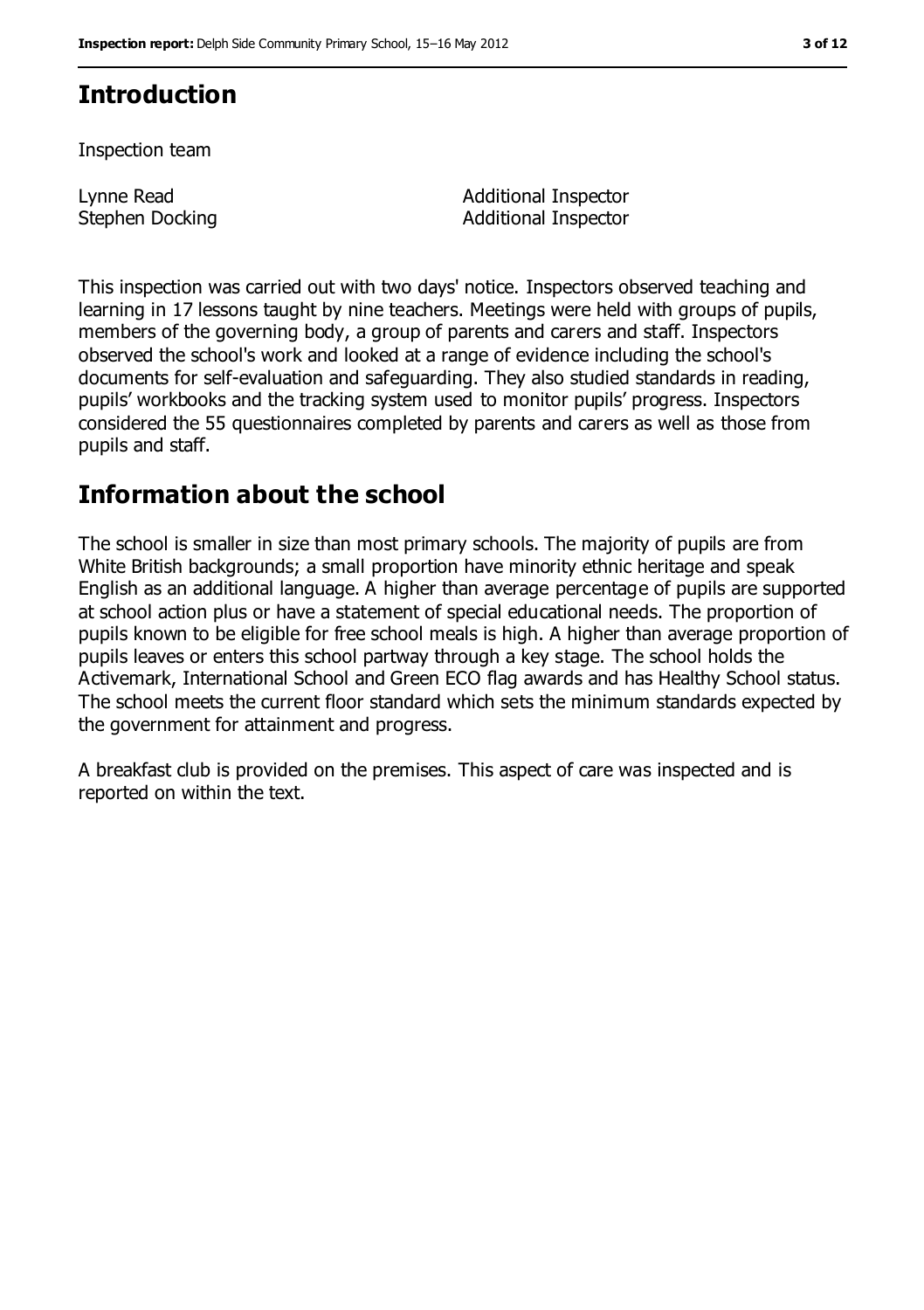## Introduction

Inspection team

| | |
|---|---|
| Lynne Read | Additional Inspector |
| Stephen Docking | Additional Inspector |

This inspection was carried out with two days' notice. Inspectors observed teaching and learning in 17 lessons taught by nine teachers. Meetings were held with groups of pupils, members of the governing body, a group of parents and carers and staff. Inspectors observed the school's work and looked at a range of evidence including the school's documents for self-evaluation and safeguarding. They also studied standards in reading, pupils' workbooks and the tracking system used to monitor pupils' progress. Inspectors considered the 55 questionnaires completed by parents and carers as well as those from pupils and staff.

## Information about the school

The school is smaller in size than most primary schools. The majority of pupils are from White British backgrounds; a small proportion have minority ethnic heritage and speak English as an additional language. A higher than average percentage of pupils are supported at school action plus or have a statement of special educational needs. The proportion of pupils known to be eligible for free school meals is high. A higher than average proportion of pupils leaves or enters this school partway through a key stage. The school holds the Activemark, International School and Green ECO flag awards and has Healthy School status. The school meets the current floor standard which sets the minimum standards expected by the government for attainment and progress.

A breakfast club is provided on the premises. This aspect of care was inspected and is reported on within the text.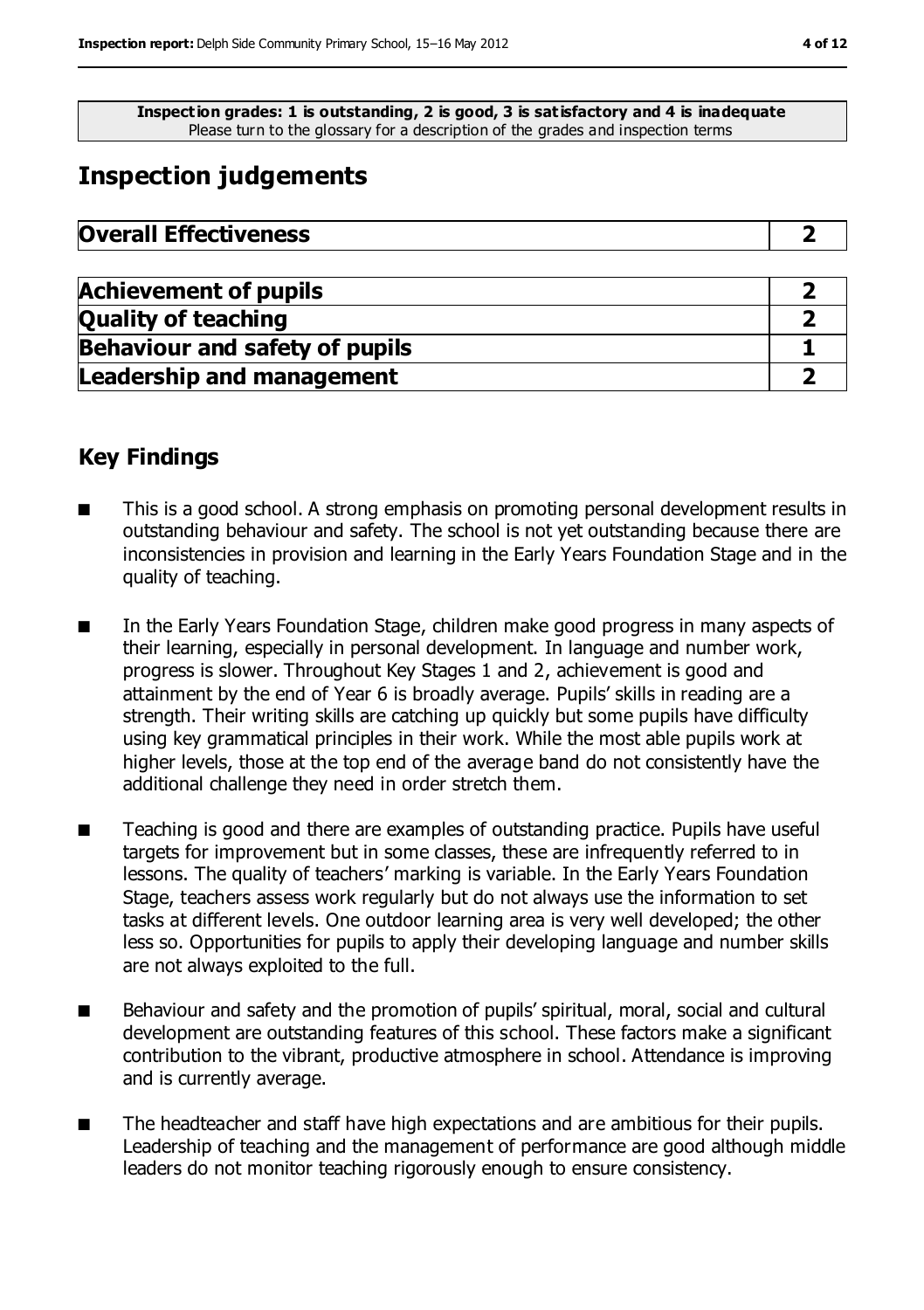**Inspection grades: 1 is outstanding, 2 is good, 3 is satisfactory and 4 is inadequate**
Please turn to the glossary for a description of the grades and inspection terms

# Inspection judgements

| **Overall Effectiveness** | **2** |
|---|---|

| | |
|---|---|
| **Achievement of pupils** | **2** |
| **Quality of teaching** | **2** |
| **Behaviour and safety of pupils** | **1** |
| **Leadership and management** | **2** |

## Key Findings

- This is a good school. A strong emphasis on promoting personal development results in outstanding behaviour and safety. The school is not yet outstanding because there are inconsistencies in provision and learning in the Early Years Foundation Stage and in the quality of teaching.
- In the Early Years Foundation Stage, children make good progress in many aspects of their learning, especially in personal development. In language and number work, progress is slower. Throughout Key Stages 1 and 2, achievement is good and attainment by the end of Year 6 is broadly average. Pupils' skills in reading are a strength. Their writing skills are catching up quickly but some pupils have difficulty using key grammatical principles in their work. While the most able pupils work at higher levels, those at the top end of the average band do not consistently have the additional challenge they need in order stretch them.
- Teaching is good and there are examples of outstanding practice. Pupils have useful targets for improvement but in some classes, these are infrequently referred to in lessons. The quality of teachers' marking is variable. In the Early Years Foundation Stage, teachers assess work regularly but do not always use the information to set tasks at different levels. One outdoor learning area is very well developed; the other less so. Opportunities for pupils to apply their developing language and number skills are not always exploited to the full.
- Behaviour and safety and the promotion of pupils' spiritual, moral, social and cultural development are outstanding features of this school. These factors make a significant contribution to the vibrant, productive atmosphere in school. Attendance is improving and is currently average.
- The headteacher and staff have high expectations and are ambitious for their pupils. Leadership of teaching and the management of performance are good although middle leaders do not monitor teaching rigorously enough to ensure consistency.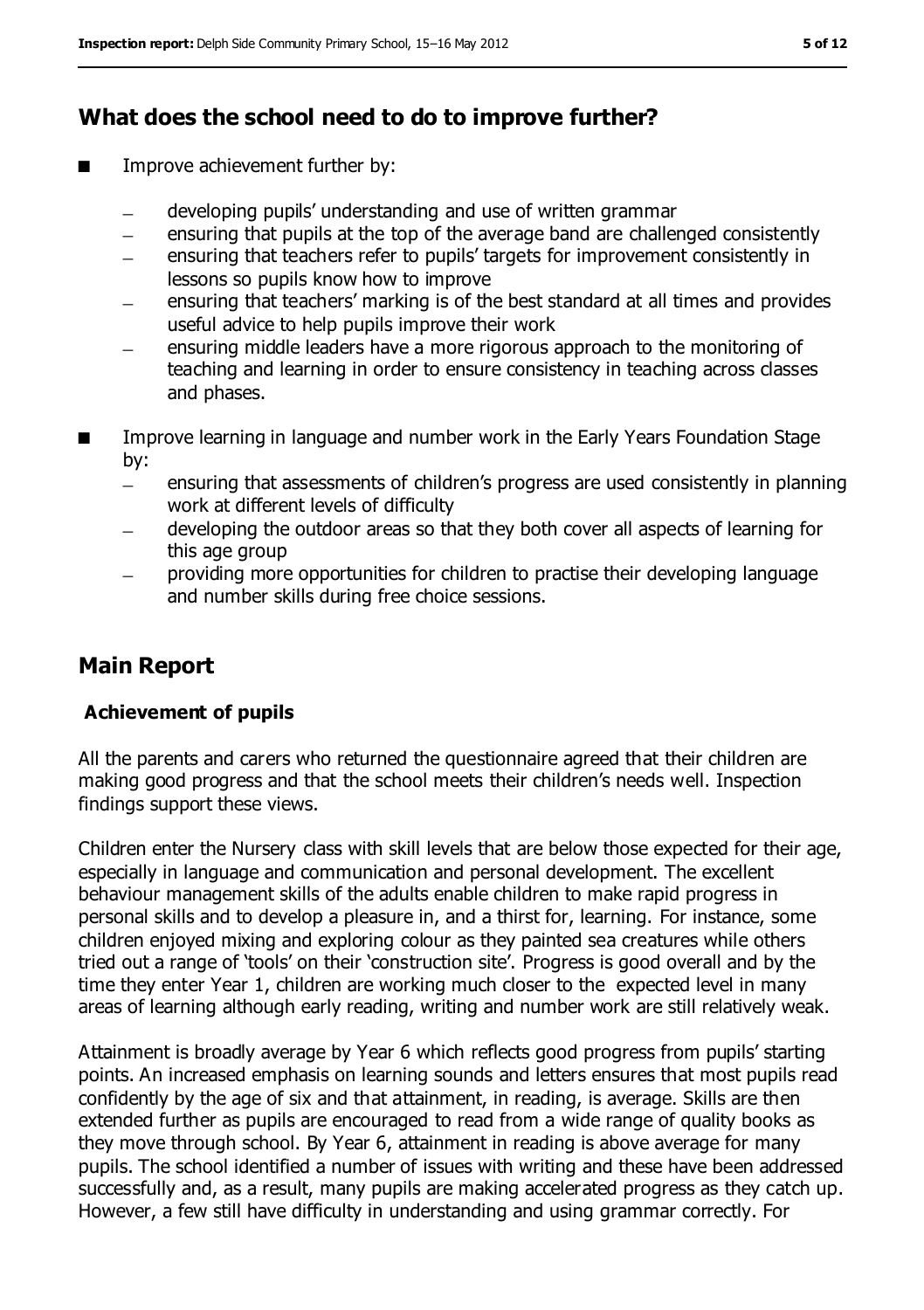## What does the school need to do to improve further?

- Improve achievement further by:
  - developing pupils' understanding and use of written grammar
  - ensuring that pupils at the top of the average band are challenged consistently
  - ensuring that teachers refer to pupils' targets for improvement consistently in lessons so pupils know how to improve
  - ensuring that teachers' marking is of the best standard at all times and provides useful advice to help pupils improve their work
  - ensuring middle leaders have a more rigorous approach to the monitoring of teaching and learning in order to ensure consistency in teaching across classes and phases.
- Improve learning in language and number work in the Early Years Foundation Stage by:
  - ensuring that assessments of children's progress are used consistently in planning work at different levels of difficulty
  - developing the outdoor areas so that they both cover all aspects of learning for this age group
  - providing more opportunities for children to practise their developing language and number skills during free choice sessions.

## Main Report

### Achievement of pupils

All the parents and carers who returned the questionnaire agreed that their children are making good progress and that the school meets their children's needs well. Inspection findings support these views.

Children enter the Nursery class with skill levels that are below those expected for their age, especially in language and communication and personal development. The excellent behaviour management skills of the adults enable children to make rapid progress in personal skills and to develop a pleasure in, and a thirst for, learning. For instance, some children enjoyed mixing and exploring colour as they painted sea creatures while others tried out a range of 'tools' on their 'construction site'. Progress is good overall and by the time they enter Year 1, children are working much closer to the expected level in many areas of learning although early reading, writing and number work are still relatively weak.

Attainment is broadly average by Year 6 which reflects good progress from pupils' starting points. An increased emphasis on learning sounds and letters ensures that most pupils read confidently by the age of six and that attainment, in reading, is average. Skills are then extended further as pupils are encouraged to read from a wide range of quality books as they move through school. By Year 6, attainment in reading is above average for many pupils. The school identified a number of issues with writing and these have been addressed successfully and, as a result, many pupils are making accelerated progress as they catch up. However, a few still have difficulty in understanding and using grammar correctly. For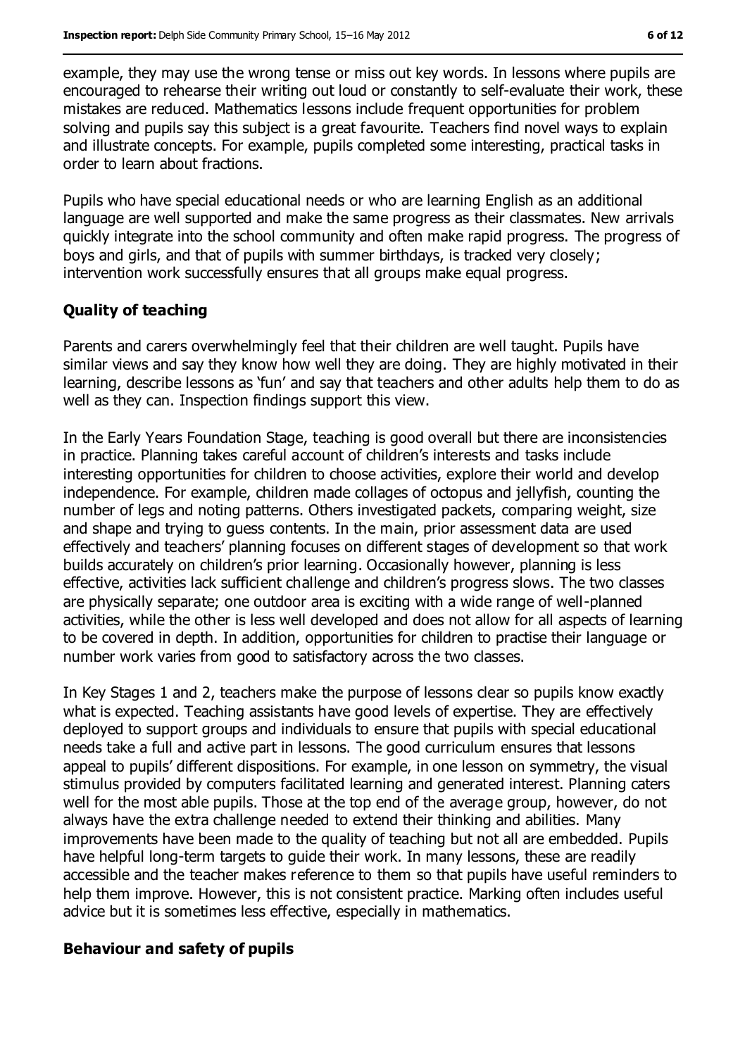example, they may use the wrong tense or miss out key words. In lessons where pupils are encouraged to rehearse their writing out loud or constantly to self-evaluate their work, these mistakes are reduced. Mathematics lessons include frequent opportunities for problem solving and pupils say this subject is a great favourite. Teachers find novel ways to explain and illustrate concepts. For example, pupils completed some interesting, practical tasks in order to learn about fractions.

Pupils who have special educational needs or who are learning English as an additional language are well supported and make the same progress as their classmates. New arrivals quickly integrate into the school community and often make rapid progress. The progress of boys and girls, and that of pupils with summer birthdays, is tracked very closely; intervention work successfully ensures that all groups make equal progress.

## Quality of teaching

Parents and carers overwhelmingly feel that their children are well taught. Pupils have similar views and say they know how well they are doing. They are highly motivated in their learning, describe lessons as 'fun' and say that teachers and other adults help them to do as well as they can. Inspection findings support this view.

In the Early Years Foundation Stage, teaching is good overall but there are inconsistencies in practice. Planning takes careful account of children's interests and tasks include interesting opportunities for children to choose activities, explore their world and develop independence. For example, children made collages of octopus and jellyfish, counting the number of legs and noting patterns. Others investigated packets, comparing weight, size and shape and trying to guess contents. In the main, prior assessment data are used effectively and teachers' planning focuses on different stages of development so that work builds accurately on children's prior learning. Occasionally however, planning is less effective, activities lack sufficient challenge and children's progress slows. The two classes are physically separate; one outdoor area is exciting with a wide range of well-planned activities, while the other is less well developed and does not allow for all aspects of learning to be covered in depth. In addition, opportunities for children to practise their language or number work varies from good to satisfactory across the two classes.

In Key Stages 1 and 2, teachers make the purpose of lessons clear so pupils know exactly what is expected. Teaching assistants have good levels of expertise. They are effectively deployed to support groups and individuals to ensure that pupils with special educational needs take a full and active part in lessons. The good curriculum ensures that lessons appeal to pupils' different dispositions. For example, in one lesson on symmetry, the visual stimulus provided by computers facilitated learning and generated interest. Planning caters well for the most able pupils. Those at the top end of the average group, however, do not always have the extra challenge needed to extend their thinking and abilities. Many improvements have been made to the quality of teaching but not all are embedded. Pupils have helpful long-term targets to guide their work. In many lessons, these are readily accessible and the teacher makes reference to them so that pupils have useful reminders to help them improve. However, this is not consistent practice. Marking often includes useful advice but it is sometimes less effective, especially in mathematics.

## Behaviour and safety of pupils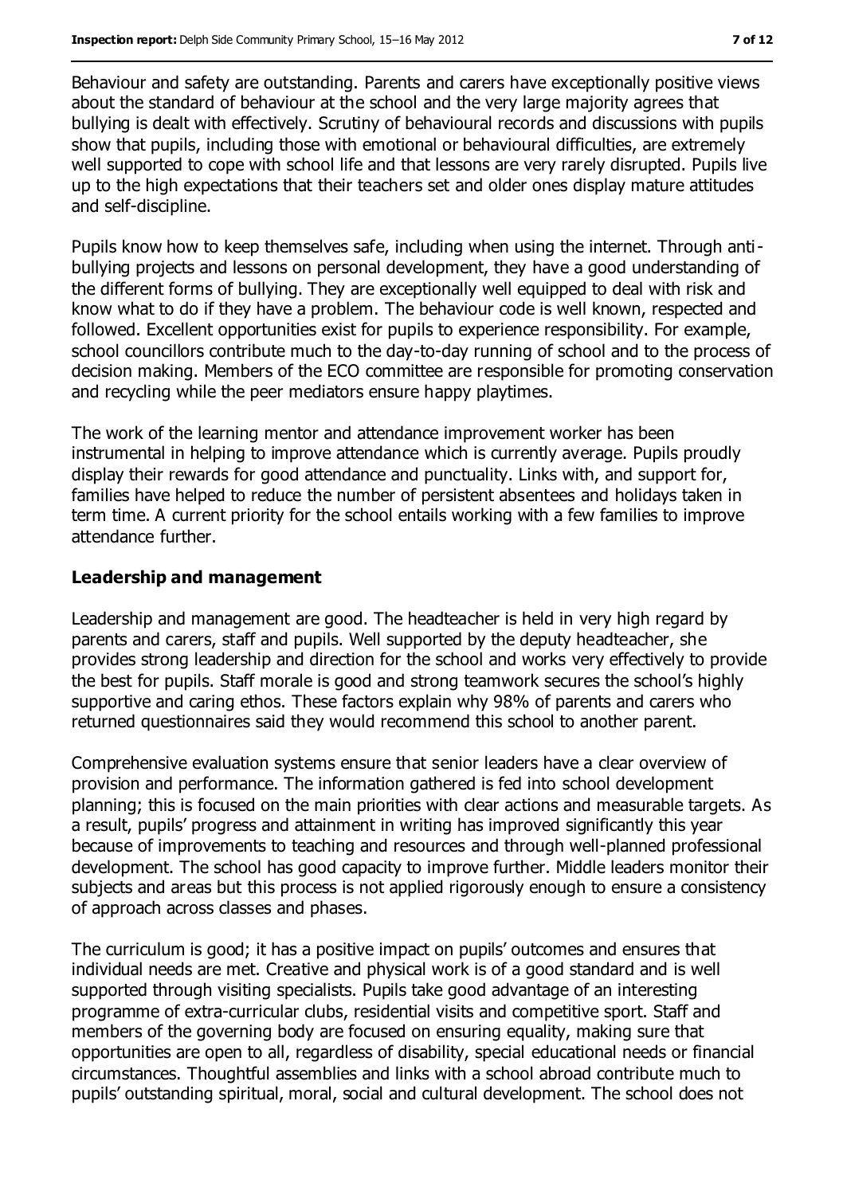Behaviour and safety are outstanding. Parents and carers have exceptionally positive views about the standard of behaviour at the school and the very large majority agrees that bullying is dealt with effectively. Scrutiny of behavioural records and discussions with pupils show that pupils, including those with emotional or behavioural difficulties, are extremely well supported to cope with school life and that lessons are very rarely disrupted. Pupils live up to the high expectations that their teachers set and older ones display mature attitudes and self-discipline.

Pupils know how to keep themselves safe, including when using the internet. Through anti-bullying projects and lessons on personal development, they have a good understanding of the different forms of bullying. They are exceptionally well equipped to deal with risk and know what to do if they have a problem. The behaviour code is well known, respected and followed. Excellent opportunities exist for pupils to experience responsibility. For example, school councillors contribute much to the day-to-day running of school and to the process of decision making. Members of the ECO committee are responsible for promoting conservation and recycling while the peer mediators ensure happy playtimes.

The work of the learning mentor and attendance improvement worker has been instrumental in helping to improve attendance which is currently average. Pupils proudly display their rewards for good attendance and punctuality. Links with, and support for, families have helped to reduce the number of persistent absentees and holidays taken in term time. A current priority for the school entails working with a few families to improve attendance further.

### Leadership and management

Leadership and management are good. The headteacher is held in very high regard by parents and carers, staff and pupils. Well supported by the deputy headteacher, she provides strong leadership and direction for the school and works very effectively to provide the best for pupils. Staff morale is good and strong teamwork secures the school's highly supportive and caring ethos. These factors explain why 98% of parents and carers who returned questionnaires said they would recommend this school to another parent.

Comprehensive evaluation systems ensure that senior leaders have a clear overview of provision and performance. The information gathered is fed into school development planning; this is focused on the main priorities with clear actions and measurable targets. As a result, pupils' progress and attainment in writing has improved significantly this year because of improvements to teaching and resources and through well-planned professional development. The school has good capacity to improve further. Middle leaders monitor their subjects and areas but this process is not applied rigorously enough to ensure a consistency of approach across classes and phases.

The curriculum is good; it has a positive impact on pupils' outcomes and ensures that individual needs are met. Creative and physical work is of a good standard and is well supported through visiting specialists. Pupils take good advantage of an interesting programme of extra-curricular clubs, residential visits and competitive sport. Staff and members of the governing body are focused on ensuring equality, making sure that opportunities are open to all, regardless of disability, special educational needs or financial circumstances. Thoughtful assemblies and links with a school abroad contribute much to pupils' outstanding spiritual, moral, social and cultural development. The school does not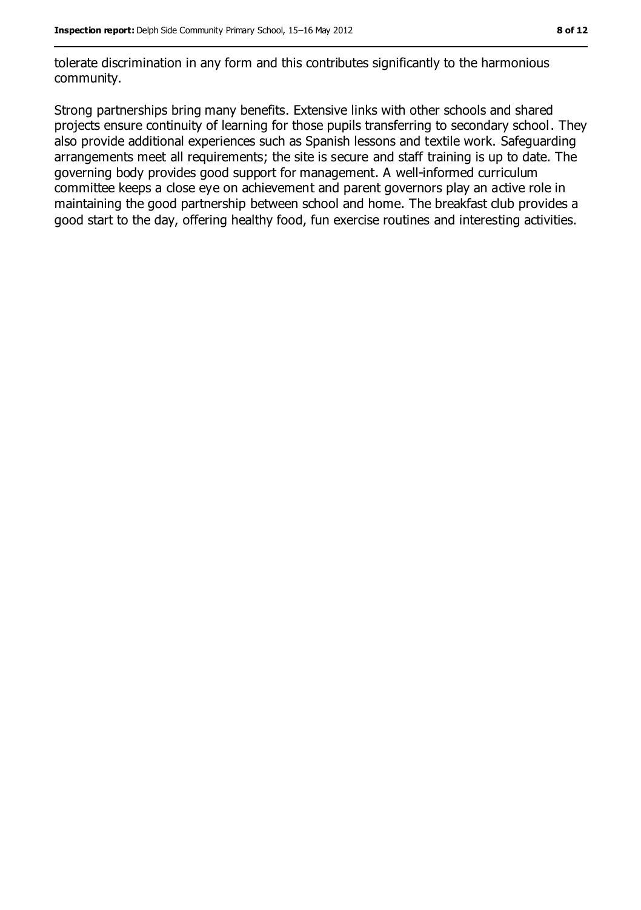tolerate discrimination in any form and this contributes significantly to the harmonious community.

Strong partnerships bring many benefits. Extensive links with other schools and shared projects ensure continuity of learning for those pupils transferring to secondary school. They also provide additional experiences such as Spanish lessons and textile work. Safeguarding arrangements meet all requirements; the site is secure and staff training is up to date. The governing body provides good support for management. A well-informed curriculum committee keeps a close eye on achievement and parent governors play an active role in maintaining the good partnership between school and home. The breakfast club provides a good start to the day, offering healthy food, fun exercise routines and interesting activities.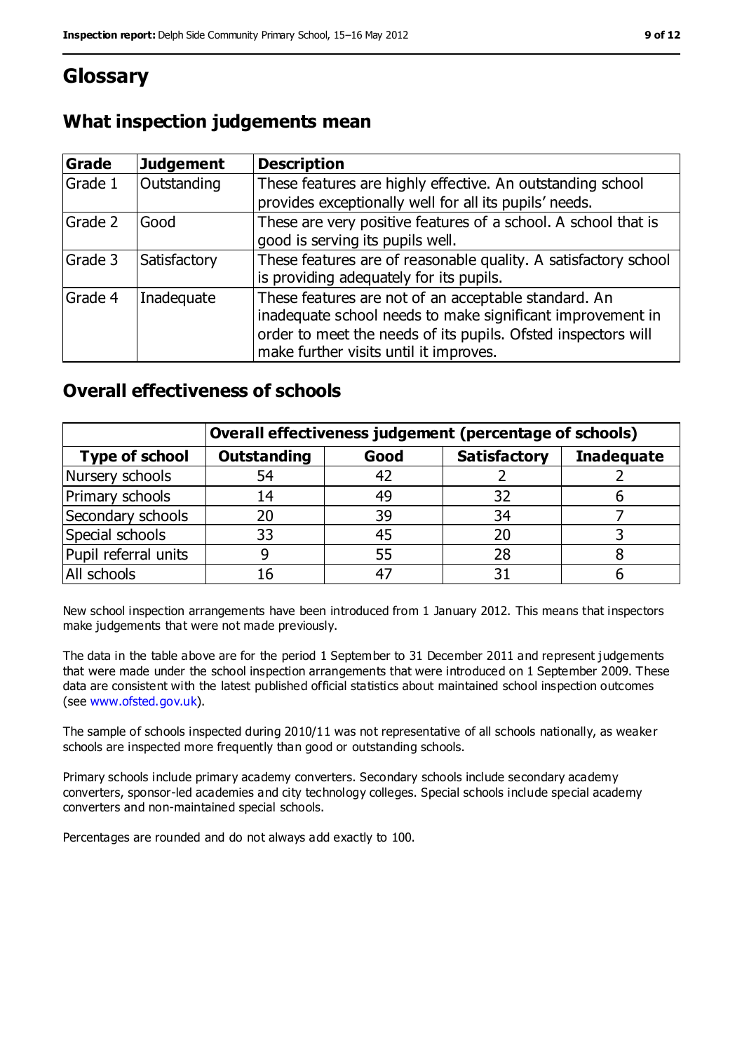# Glossary

## What inspection judgements mean

| Grade | Judgement | Description |
|---|---|---|
| Grade 1 | Outstanding | These features are highly effective. An outstanding school provides exceptionally well for all its pupils' needs. |
| Grade 2 | Good | These are very positive features of a school. A school that is good is serving its pupils well. |
| Grade 3 | Satisfactory | These features are of reasonable quality. A satisfactory school is providing adequately for its pupils. |
| Grade 4 | Inadequate | These features are not of an acceptable standard. An inadequate school needs to make significant improvement in order to meet the needs of its pupils. Ofsted inspectors will make further visits until it improves. |

## Overall effectiveness of schools

| | Overall effectiveness judgement (percentage of schools) | | | |
|---|---|---|---|---|
| **Type of school** | **Outstanding** | **Good** | **Satisfactory** | **Inadequate** |
| Nursery schools | 54 | 42 | 2 | 2 |
| Primary schools | 14 | 49 | 32 | 6 |
| Secondary schools | 20 | 39 | 34 | 7 |
| Special schools | 33 | 45 | 20 | 3 |
| Pupil referral units | 9 | 55 | 28 | 8 |
| All schools | 16 | 47 | 31 | 6 |

New school inspection arrangements have been introduced from 1 January 2012. This means that inspectors make judgements that were not made previously.

The data in the table above are for the period 1 September to 31 December 2011 and represent judgements that were made under the school inspection arrangements that were introduced on 1 September 2009. These data are consistent with the latest published official statistics about maintained school inspection outcomes (see www.ofsted.gov.uk).

The sample of schools inspected during 2010/11 was not representative of all schools nationally, as weaker schools are inspected more frequently than good or outstanding schools.

Primary schools include primary academy converters. Secondary schools include secondary academy converters, sponsor-led academies and city technology colleges. Special schools include special academy converters and non-maintained special schools.

Percentages are rounded and do not always add exactly to 100.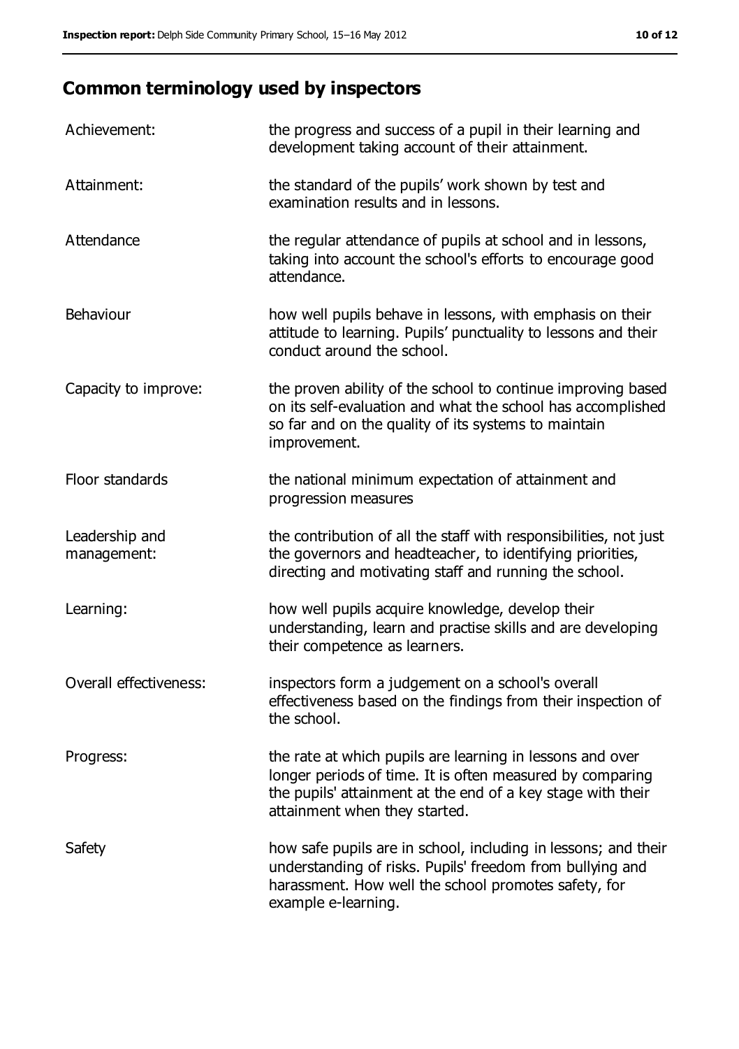## Common terminology used by inspectors

| | |
|---|---|
| Achievement: | the progress and success of a pupil in their learning and development taking account of their attainment. |
| Attainment: | the standard of the pupils' work shown by test and examination results and in lessons. |
| Attendance | the regular attendance of pupils at school and in lessons, taking into account the school's efforts to encourage good attendance. |
| Behaviour | how well pupils behave in lessons, with emphasis on their attitude to learning. Pupils' punctuality to lessons and their conduct around the school. |
| Capacity to improve: | the proven ability of the school to continue improving based on its self-evaluation and what the school has accomplished so far and on the quality of its systems to maintain improvement. |
| Floor standards | the national minimum expectation of attainment and progression measures |
| Leadership and management: | the contribution of all the staff with responsibilities, not just the governors and headteacher, to identifying priorities, directing and motivating staff and running the school. |
| Learning: | how well pupils acquire knowledge, develop their understanding, learn and practise skills and are developing their competence as learners. |
| Overall effectiveness: | inspectors form a judgement on a school's overall effectiveness based on the findings from their inspection of the school. |
| Progress: | the rate at which pupils are learning in lessons and over longer periods of time. It is often measured by comparing the pupils' attainment at the end of a key stage with their attainment when they started. |
| Safety | how safe pupils are in school, including in lessons; and their understanding of risks. Pupils' freedom from bullying and harassment. How well the school promotes safety, for example e-learning. |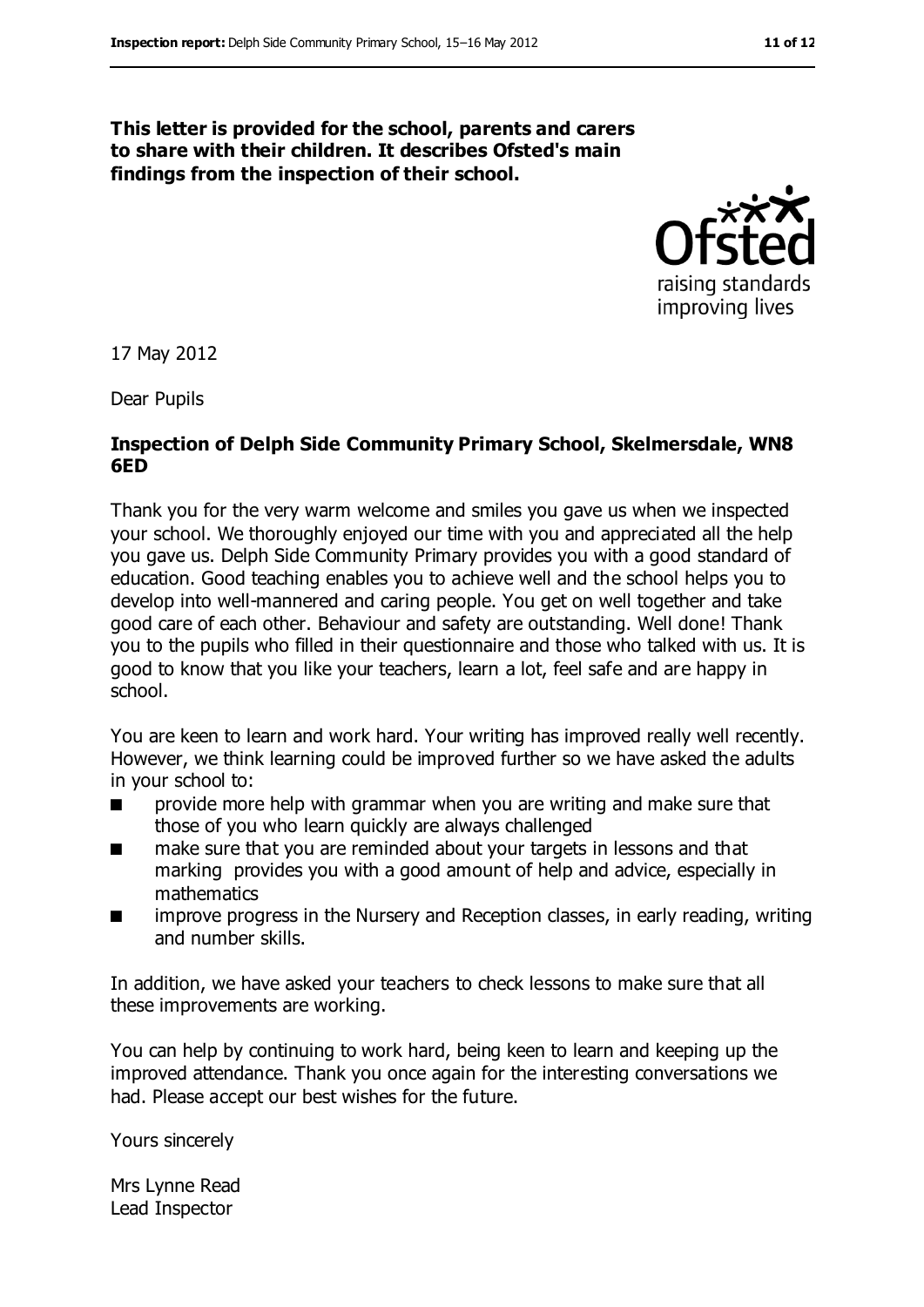**This letter is provided for the school, parents and carers to share with their children. It describes Ofsted's main findings from the inspection of their school.**

17 May 2012

Dear Pupils

**Inspection of Delph Side Community Primary School, Skelmersdale, WN8 6ED**

Thank you for the very warm welcome and smiles you gave us when we inspected your school. We thoroughly enjoyed our time with you and appreciated all the help you gave us. Delph Side Community Primary provides you with a good standard of education. Good teaching enables you to achieve well and the school helps you to develop into well-mannered and caring people. You get on well together and take good care of each other. Behaviour and safety are outstanding. Well done! Thank you to the pupils who filled in their questionnaire and those who talked with us. It is good to know that you like your teachers, learn a lot, feel safe and are happy in school.

You are keen to learn and work hard. Your writing has improved really well recently. However, we think learning could be improved further so we have asked the adults in your school to:

- provide more help with grammar when you are writing and make sure that those of you who learn quickly are always challenged
- make sure that you are reminded about your targets in lessons and that marking provides you with a good amount of help and advice, especially in mathematics
- improve progress in the Nursery and Reception classes, in early reading, writing and number skills.

In addition, we have asked your teachers to check lessons to make sure that all these improvements are working.

You can help by continuing to work hard, being keen to learn and keeping up the improved attendance. Thank you once again for the interesting conversations we had. Please accept our best wishes for the future.

Yours sincerely

Mrs Lynne Read
Lead Inspector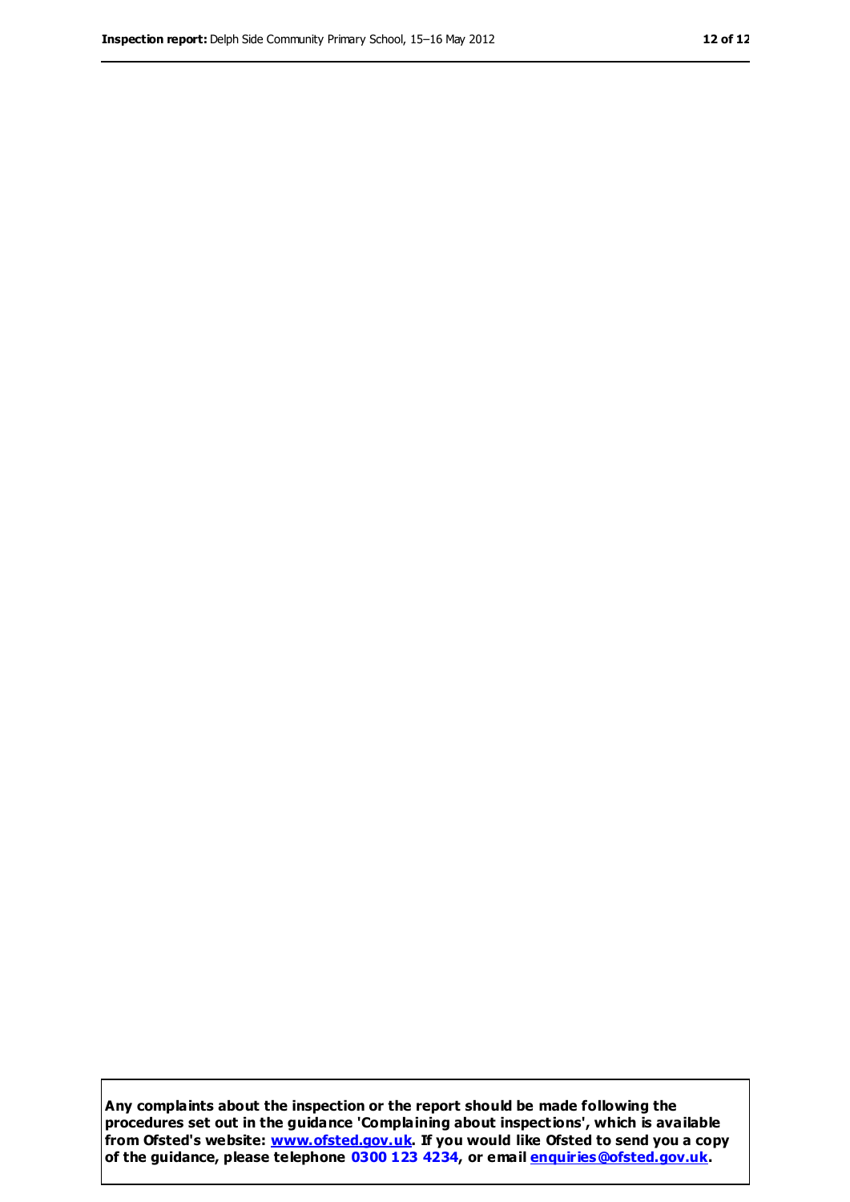**Any complaints about the inspection or the report should be made following the procedures set out in the guidance 'Complaining about inspections', which is available from Ofsted's website: [www.ofsted.gov.uk](http://www.ofsted.gov.uk). If you would like Ofsted to send you a copy of the guidance, please telephone 0300 123 4234, or email [enquiries@ofsted.gov.uk](mailto:enquiries@ofsted.gov.uk).**